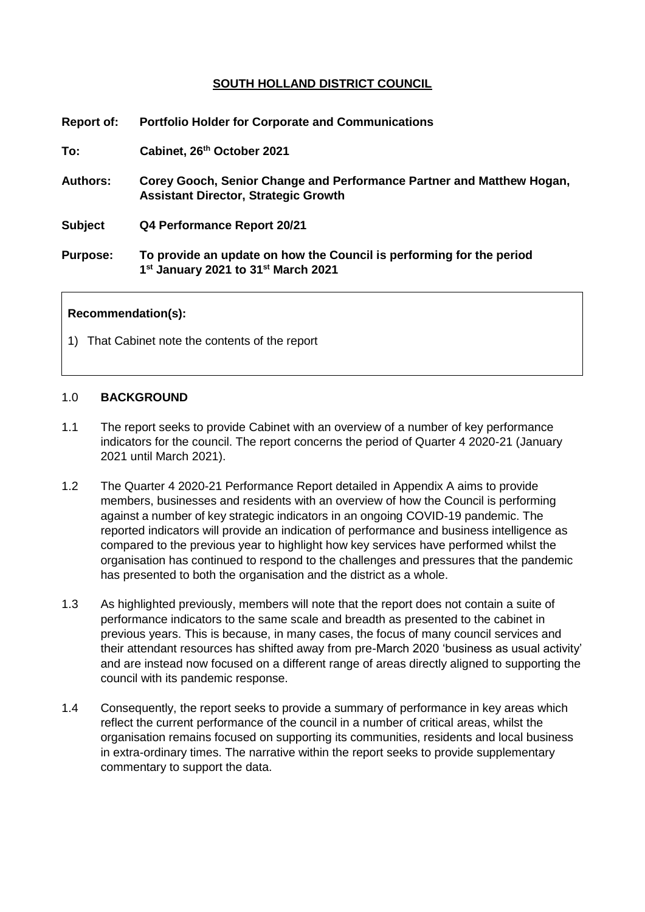**SOUTH HOLLAND DISTRICT COUNCIL**

**Report of:** **Portfolio Holder for Corporate and Communications**

**To:** **Cabinet, 26th October 2021**

**Authors:** **Corey Gooch, Senior Change and Performance Partner and Matthew Hogan, Assistant Director, Strategic Growth**

**Subject** **Q4 Performance Report 20/21**

**Purpose:** **To provide an update on how the Council is performing for the period 1st January 2021 to 31st March 2021**

**Recommendation(s):**

1) That Cabinet note the contents of the report

## 1.0 BACKGROUND

1.1 The report seeks to provide Cabinet with an overview of a number of key performance indicators for the council. The report concerns the period of Quarter 4 2020-21 (January 2021 until March 2021).

1.2 The Quarter 4 2020-21 Performance Report detailed in Appendix A aims to provide members, businesses and residents with an overview of how the Council is performing against a number of key strategic indicators in an ongoing COVID-19 pandemic. The reported indicators will provide an indication of performance and business intelligence as compared to the previous year to highlight how key services have performed whilst the organisation has continued to respond to the challenges and pressures that the pandemic has presented to both the organisation and the district as a whole.

1.3 As highlighted previously, members will note that the report does not contain a suite of performance indicators to the same scale and breadth as presented to the cabinet in previous years. This is because, in many cases, the focus of many council services and their attendant resources has shifted away from pre-March 2020 'business as usual activity' and are instead now focused on a different range of areas directly aligned to supporting the council with its pandemic response.

1.4 Consequently, the report seeks to provide a summary of performance in key areas which reflect the current performance of the council in a number of critical areas, whilst the organisation remains focused on supporting its communities, residents and local business in extra-ordinary times. The narrative within the report seeks to provide supplementary commentary to support the data.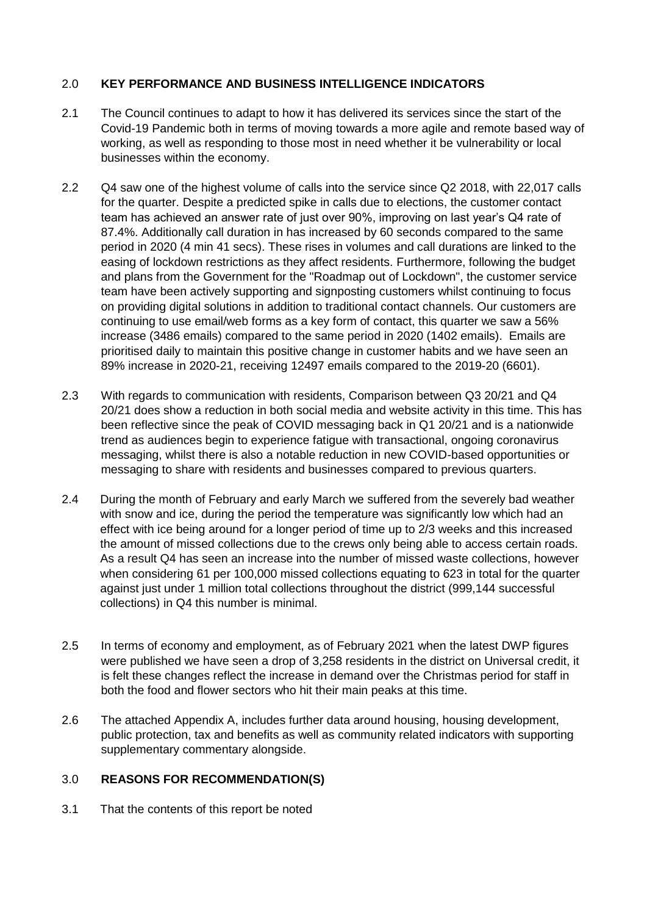## 2.0 **KEY PERFORMANCE AND BUSINESS INTELLIGENCE INDICATORS**

2.1 The Council continues to adapt to how it has delivered its services since the start of the Covid-19 Pandemic both in terms of moving towards a more agile and remote based way of working, as well as responding to those most in need whether it be vulnerability or local businesses within the economy.

2.2 Q4 saw one of the highest volume of calls into the service since Q2 2018, with 22,017 calls for the quarter. Despite a predicted spike in calls due to elections, the customer contact team has achieved an answer rate of just over 90%, improving on last year's Q4 rate of 87.4%. Additionally call duration in has increased by 60 seconds compared to the same period in 2020 (4 min 41 secs). These rises in volumes and call durations are linked to the easing of lockdown restrictions as they affect residents. Furthermore, following the budget and plans from the Government for the "Roadmap out of Lockdown", the customer service team have been actively supporting and signposting customers whilst continuing to focus on providing digital solutions in addition to traditional contact channels. Our customers are continuing to use email/web forms as a key form of contact, this quarter we saw a 56% increase (3486 emails) compared to the same period in 2020 (1402 emails). Emails are prioritised daily to maintain this positive change in customer habits and we have seen an 89% increase in 2020-21, receiving 12497 emails compared to the 2019-20 (6601).

2.3 With regards to communication with residents, Comparison between Q3 20/21 and Q4 20/21 does show a reduction in both social media and website activity in this time. This has been reflective since the peak of COVID messaging back in Q1 20/21 and is a nationwide trend as audiences begin to experience fatigue with transactional, ongoing coronavirus messaging, whilst there is also a notable reduction in new COVID-based opportunities or messaging to share with residents and businesses compared to previous quarters.

2.4 During the month of February and early March we suffered from the severely bad weather with snow and ice, during the period the temperature was significantly low which had an effect with ice being around for a longer period of time up to 2/3 weeks and this increased the amount of missed collections due to the crews only being able to access certain roads. As a result Q4 has seen an increase into the number of missed waste collections, however when considering 61 per 100,000 missed collections equating to 623 in total for the quarter against just under 1 million total collections throughout the district (999,144 successful collections) in Q4 this number is minimal.

2.5 In terms of economy and employment, as of February 2021 when the latest DWP figures were published we have seen a drop of 3,258 residents in the district on Universal credit, it is felt these changes reflect the increase in demand over the Christmas period for staff in both the food and flower sectors who hit their main peaks at this time.

2.6 The attached Appendix A, includes further data around housing, housing development, public protection, tax and benefits as well as community related indicators with supporting supplementary commentary alongside.

## 3.0 **REASONS FOR RECOMMENDATION(S)**

3.1 That the contents of this report be noted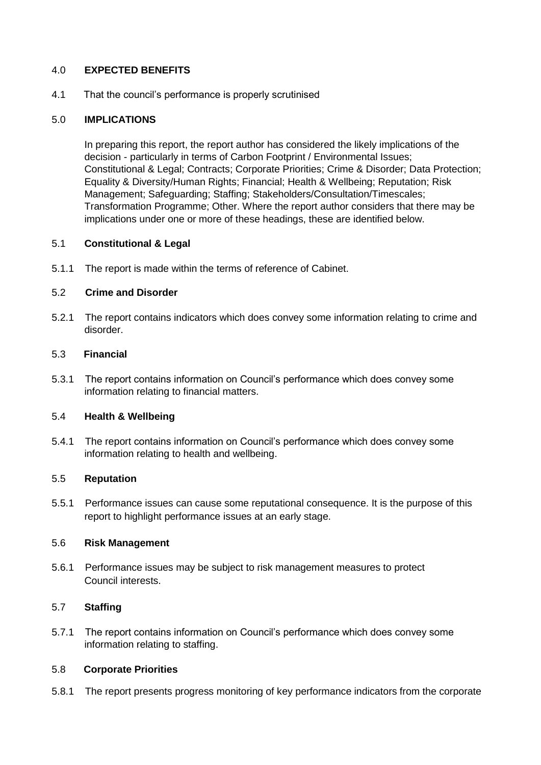## 4.0 **EXPECTED BENEFITS**

4.1 That the council's performance is properly scrutinised

## 5.0 **IMPLICATIONS**

In preparing this report, the report author has considered the likely implications of the decision - particularly in terms of Carbon Footprint / Environmental Issues; Constitutional & Legal; Contracts; Corporate Priorities; Crime & Disorder; Data Protection; Equality & Diversity/Human Rights; Financial; Health & Wellbeing; Reputation; Risk Management; Safeguarding; Staffing; Stakeholders/Consultation/Timescales; Transformation Programme; Other. Where the report author considers that there may be implications under one or more of these headings, these are identified below.

### 5.1 **Constitutional & Legal**

5.1.1 The report is made within the terms of reference of Cabinet.

### 5.2 **Crime and Disorder**

5.2.1 The report contains indicators which does convey some information relating to crime and disorder.

### 5.3 **Financial**

5.3.1 The report contains information on Council's performance which does convey some information relating to financial matters.

### 5.4 **Health & Wellbeing**

5.4.1 The report contains information on Council's performance which does convey some information relating to health and wellbeing.

### 5.5 **Reputation**

5.5.1 Performance issues can cause some reputational consequence. It is the purpose of this report to highlight performance issues at an early stage.

### 5.6 **Risk Management**

5.6.1 Performance issues may be subject to risk management measures to protect Council interests.

### 5.7 **Staffing**

5.7.1 The report contains information on Council's performance which does convey some information relating to staffing.

### 5.8 **Corporate Priorities**

5.8.1 The report presents progress monitoring of key performance indicators from the corporate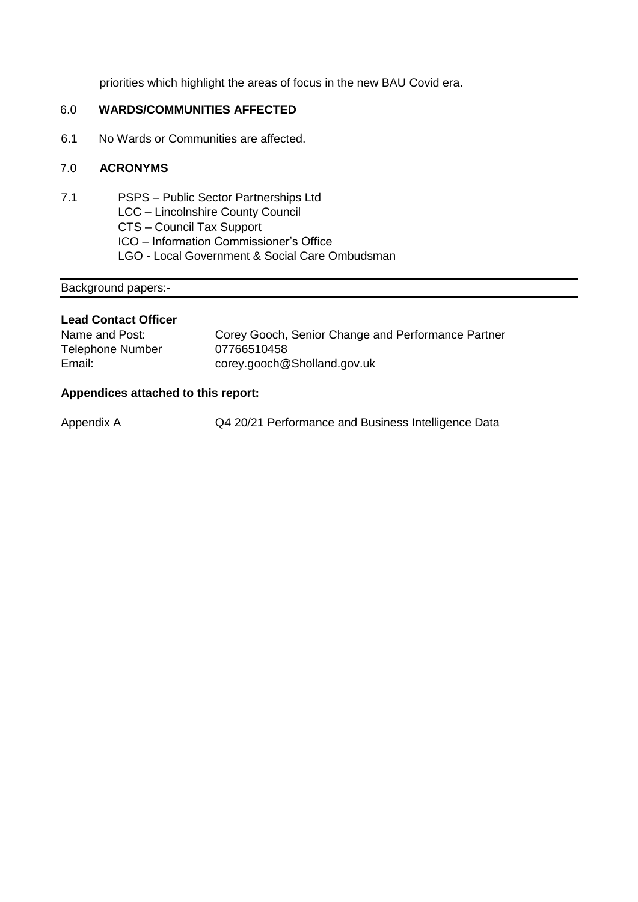priorities which highlight the areas of focus in the new BAU Covid era.

## 6.0 WARDS/COMMUNITIES AFFECTED

6.1 No Wards or Communities are affected.

## 7.0 ACRONYMS

7.1 PSPS – Public Sector Partnerships Ltd
LCC – Lincolnshire County Council
CTS – Council Tax Support
ICO – Information Commissioner's Office
LGO - Local Government & Social Care Ombudsman

Background papers:-

**Lead Contact Officer**

| | |
|---|---|
| Name and Post: | Corey Gooch, Senior Change and Performance Partner |
| Telephone Number | 07766510458 |
| Email: | corey.gooch@Sholland.gov.uk |

**Appendices attached to this report:**

| | |
|---|---|
| Appendix A | Q4 20/21 Performance and Business Intelligence Data |